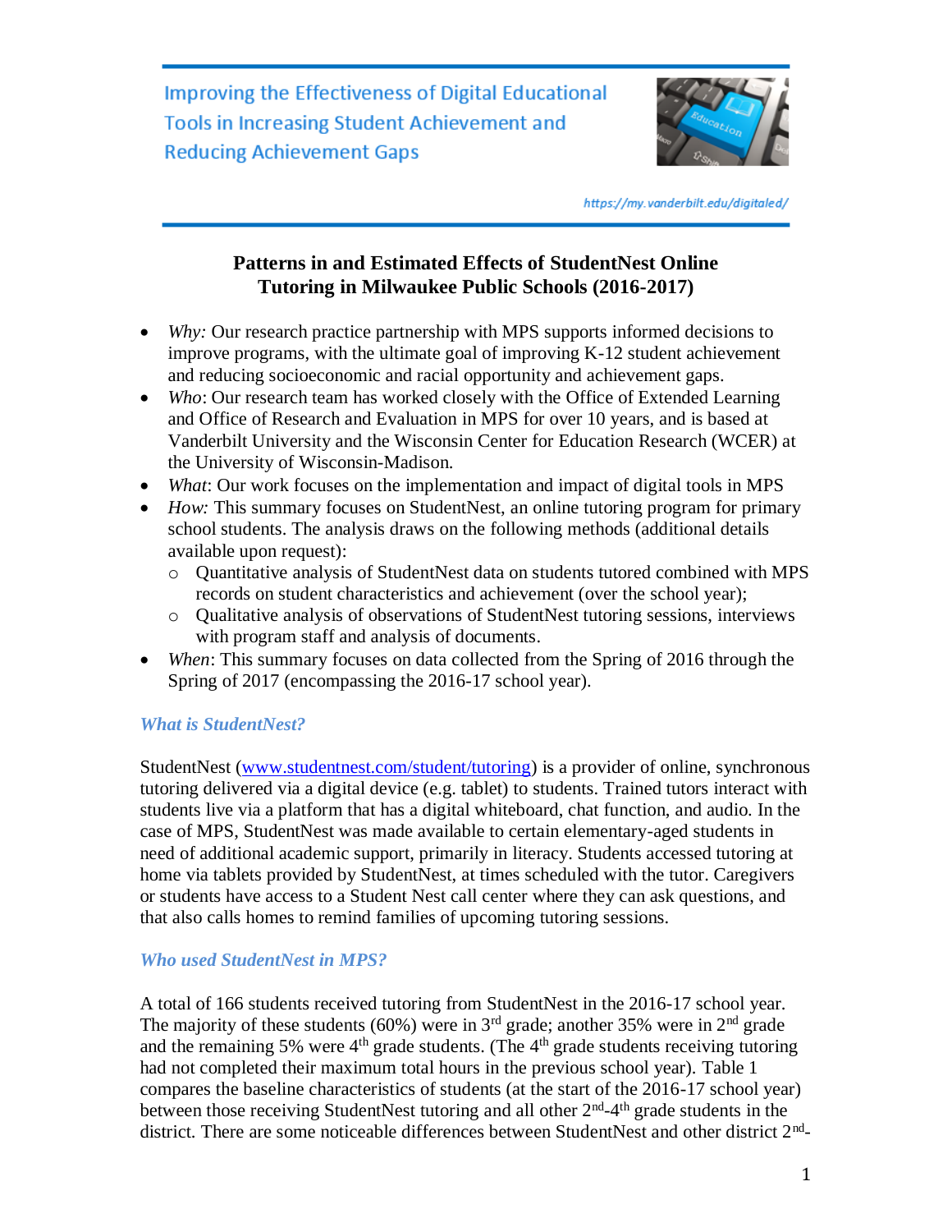Improving the Effectiveness of Digital Educational Tools in Increasing Student Achievement and Reducing Achievement Gaps

*https://my.vanderbilt.edu/digitaled/*

# Patterns in and Estimated Effects of StudentNest Online Tutoring in Milwaukee Public Schools (2016-2017)

- *Why:* Our research practice partnership with MPS supports informed decisions to improve programs, with the ultimate goal of improving K-12 student achievement and reducing socioeconomic and racial opportunity and achievement gaps.
- *Who*: Our research team has worked closely with the Office of Extended Learning and Office of Research and Evaluation in MPS for over 10 years, and is based at Vanderbilt University and the Wisconsin Center for Education Research (WCER) at the University of Wisconsin-Madison.
- *What*: Our work focuses on the implementation and impact of digital tools in MPS
- *How:* This summary focuses on StudentNest, an online tutoring program for primary school students. The analysis draws on the following methods (additional details available upon request):
  - Quantitative analysis of StudentNest data on students tutored combined with MPS records on student characteristics and achievement (over the school year);
  - Qualitative analysis of observations of StudentNest tutoring sessions, interviews with program staff and analysis of documents.
- *When*: This summary focuses on data collected from the Spring of 2016 through the Spring of 2017 (encompassing the 2016-17 school year).

## *What is StudentNest?*

StudentNest (www.studentnest.com/student/tutoring) is a provider of online, synchronous tutoring delivered via a digital device (e.g. tablet) to students. Trained tutors interact with students live via a platform that has a digital whiteboard, chat function, and audio. In the case of MPS, StudentNest was made available to certain elementary-aged students in need of additional academic support, primarily in literacy. Students accessed tutoring at home via tablets provided by StudentNest, at times scheduled with the tutor. Caregivers or students have access to a Student Nest call center where they can ask questions, and that also calls homes to remind families of upcoming tutoring sessions.

## *Who used StudentNest in MPS?*

A total of 166 students received tutoring from StudentNest in the 2016-17 school year. The majority of these students (60%) were in 3rd grade; another 35% were in 2nd grade and the remaining 5% were 4th grade students. (The 4th grade students receiving tutoring had not completed their maximum total hours in the previous school year). Table 1 compares the baseline characteristics of students (at the start of the 2016-17 school year) between those receiving StudentNest tutoring and all other 2nd-4th grade students in the district. There are some noticeable differences between StudentNest and other district 2nd-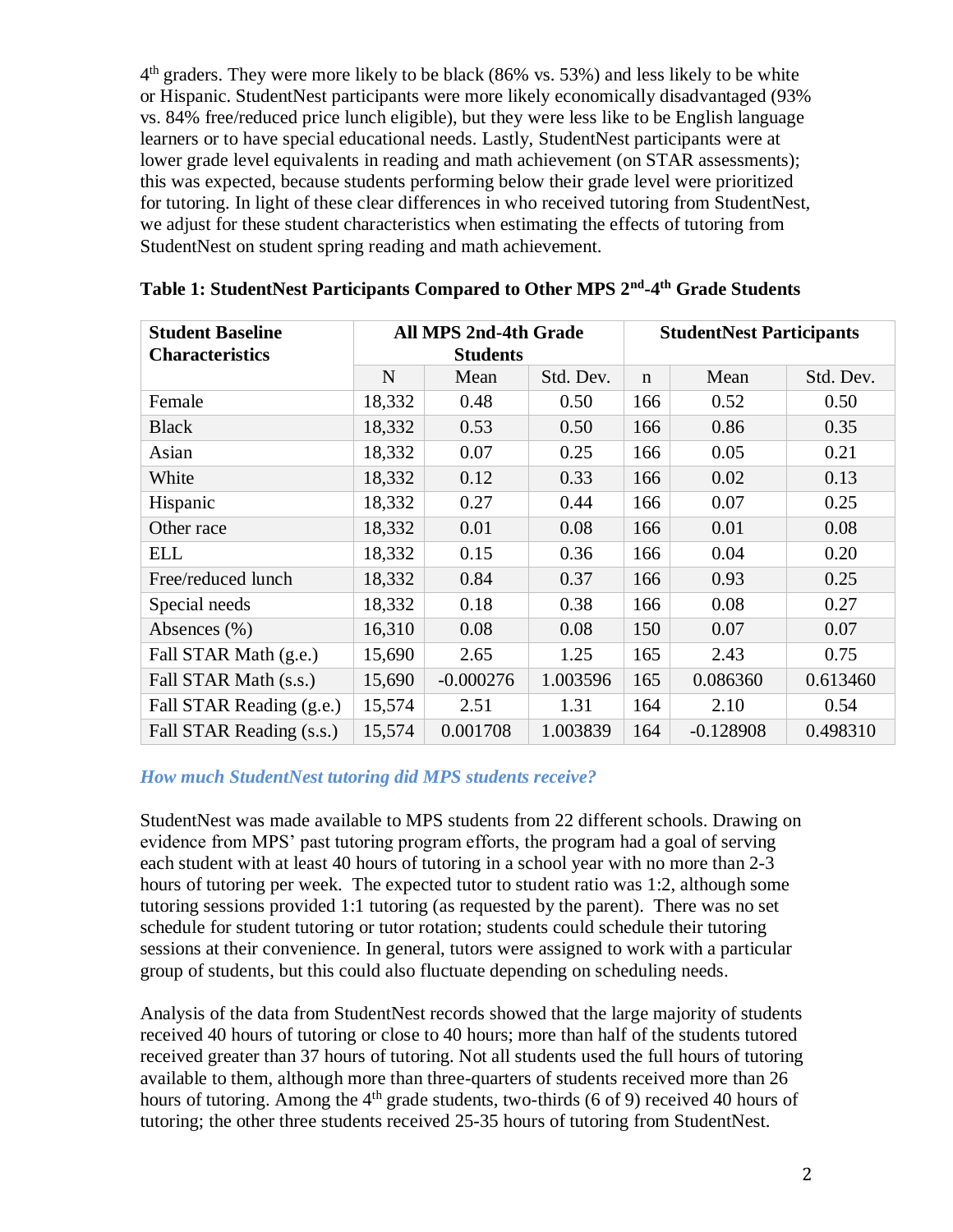4th graders. They were more likely to be black (86% vs. 53%) and less likely to be white or Hispanic. StudentNest participants were more likely economically disadvantaged (93% vs. 84% free/reduced price lunch eligible), but they were less like to be English language learners or to have special educational needs. Lastly, StudentNest participants were at lower grade level equivalents in reading and math achievement (on STAR assessments); this was expected, because students performing below their grade level were prioritized for tutoring. In light of these clear differences in who received tutoring from StudentNest, we adjust for these student characteristics when estimating the effects of tutoring from StudentNest on student spring reading and math achievement.

**Table 1: StudentNest Participants Compared to Other MPS 2nd-4th Grade Students**

| Student Baseline Characteristics | All MPS 2nd-4th Grade Students | | | StudentNest Participants | | |
|---|---|---|---|---|---|---|
| | N | Mean | Std. Dev. | n | Mean | Std. Dev. |
| Female | 18,332 | 0.48 | 0.50 | 166 | 0.52 | 0.50 |
| Black | 18,332 | 0.53 | 0.50 | 166 | 0.86 | 0.35 |
| Asian | 18,332 | 0.07 | 0.25 | 166 | 0.05 | 0.21 |
| White | 18,332 | 0.12 | 0.33 | 166 | 0.02 | 0.13 |
| Hispanic | 18,332 | 0.27 | 0.44 | 166 | 0.07 | 0.25 |
| Other race | 18,332 | 0.01 | 0.08 | 166 | 0.01 | 0.08 |
| ELL | 18,332 | 0.15 | 0.36 | 166 | 0.04 | 0.20 |
| Free/reduced lunch | 18,332 | 0.84 | 0.37 | 166 | 0.93 | 0.25 |
| Special needs | 18,332 | 0.18 | 0.38 | 166 | 0.08 | 0.27 |
| Absences (%) | 16,310 | 0.08 | 0.08 | 150 | 0.07 | 0.07 |
| Fall STAR Math (g.e.) | 15,690 | 2.65 | 1.25 | 165 | 2.43 | 0.75 |
| Fall STAR Math (s.s.) | 15,690 | -0.000276 | 1.003596 | 165 | 0.086360 | 0.613460 |
| Fall STAR Reading (g.e.) | 15,574 | 2.51 | 1.31 | 164 | 2.10 | 0.54 |
| Fall STAR Reading (s.s.) | 15,574 | 0.001708 | 1.003839 | 164 | -0.128908 | 0.498310 |

### *How much StudentNest tutoring did MPS students receive?*

StudentNest was made available to MPS students from 22 different schools. Drawing on evidence from MPS' past tutoring program efforts, the program had a goal of serving each student with at least 40 hours of tutoring in a school year with no more than 2-3 hours of tutoring per week. The expected tutor to student ratio was 1:2, although some tutoring sessions provided 1:1 tutoring (as requested by the parent). There was no set schedule for student tutoring or tutor rotation; students could schedule their tutoring sessions at their convenience. In general, tutors were assigned to work with a particular group of students, but this could also fluctuate depending on scheduling needs.

Analysis of the data from StudentNest records showed that the large majority of students received 40 hours of tutoring or close to 40 hours; more than half of the students tutored received greater than 37 hours of tutoring. Not all students used the full hours of tutoring available to them, although more than three-quarters of students received more than 26 hours of tutoring. Among the 4th grade students, two-thirds (6 of 9) received 40 hours of tutoring; the other three students received 25-35 hours of tutoring from StudentNest.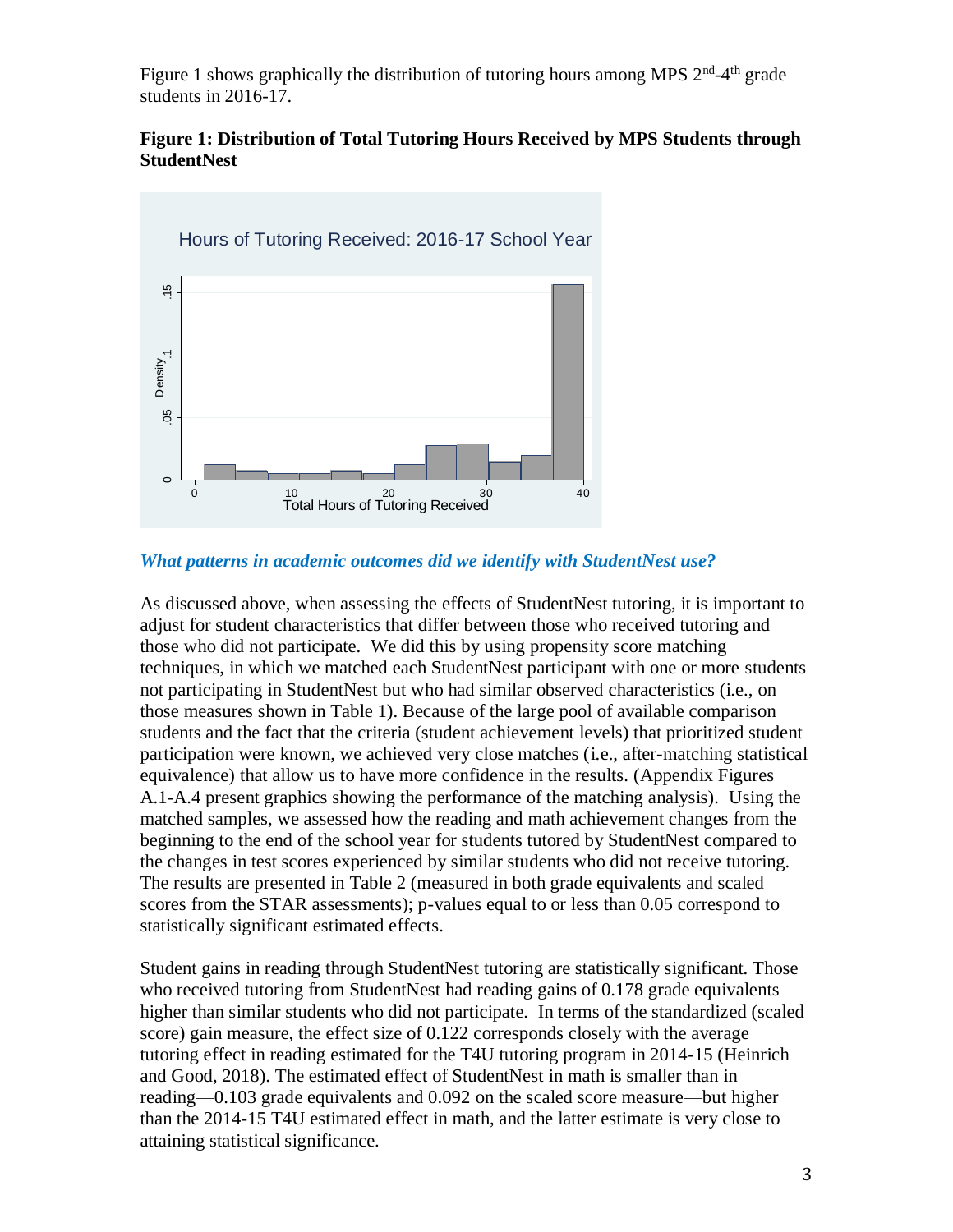Figure 1 shows graphically the distribution of tutoring hours among MPS 2nd-4th grade students in 2016-17.

**Figure 1: Distribution of Total Tutoring Hours Received by MPS Students through StudentNest**

***What patterns in academic outcomes did we identify with StudentNest use?***

As discussed above, when assessing the effects of StudentNest tutoring, it is important to adjust for student characteristics that differ between those who received tutoring and those who did not participate. We did this by using propensity score matching techniques, in which we matched each StudentNest participant with one or more students not participating in StudentNest but who had similar observed characteristics (i.e., on those measures shown in Table 1). Because of the large pool of available comparison students and the fact that the criteria (student achievement levels) that prioritized student participation were known, we achieved very close matches (i.e., after-matching statistical equivalence) that allow us to have more confidence in the results. (Appendix Figures A.1-A.4 present graphics showing the performance of the matching analysis). Using the matched samples, we assessed how the reading and math achievement changes from the beginning to the end of the school year for students tutored by StudentNest compared to the changes in test scores experienced by similar students who did not receive tutoring. The results are presented in Table 2 (measured in both grade equivalents and scaled scores from the STAR assessments); p-values equal to or less than 0.05 correspond to statistically significant estimated effects.

Student gains in reading through StudentNest tutoring are statistically significant. Those who received tutoring from StudentNest had reading gains of 0.178 grade equivalents higher than similar students who did not participate. In terms of the standardized (scaled score) gain measure, the effect size of 0.122 corresponds closely with the average tutoring effect in reading estimated for the T4U tutoring program in 2014-15 (Heinrich and Good, 2018). The estimated effect of StudentNest in math is smaller than in reading—0.103 grade equivalents and 0.092 on the scaled score measure—but higher than the 2014-15 T4U estimated effect in math, and the latter estimate is very close to attaining statistical significance.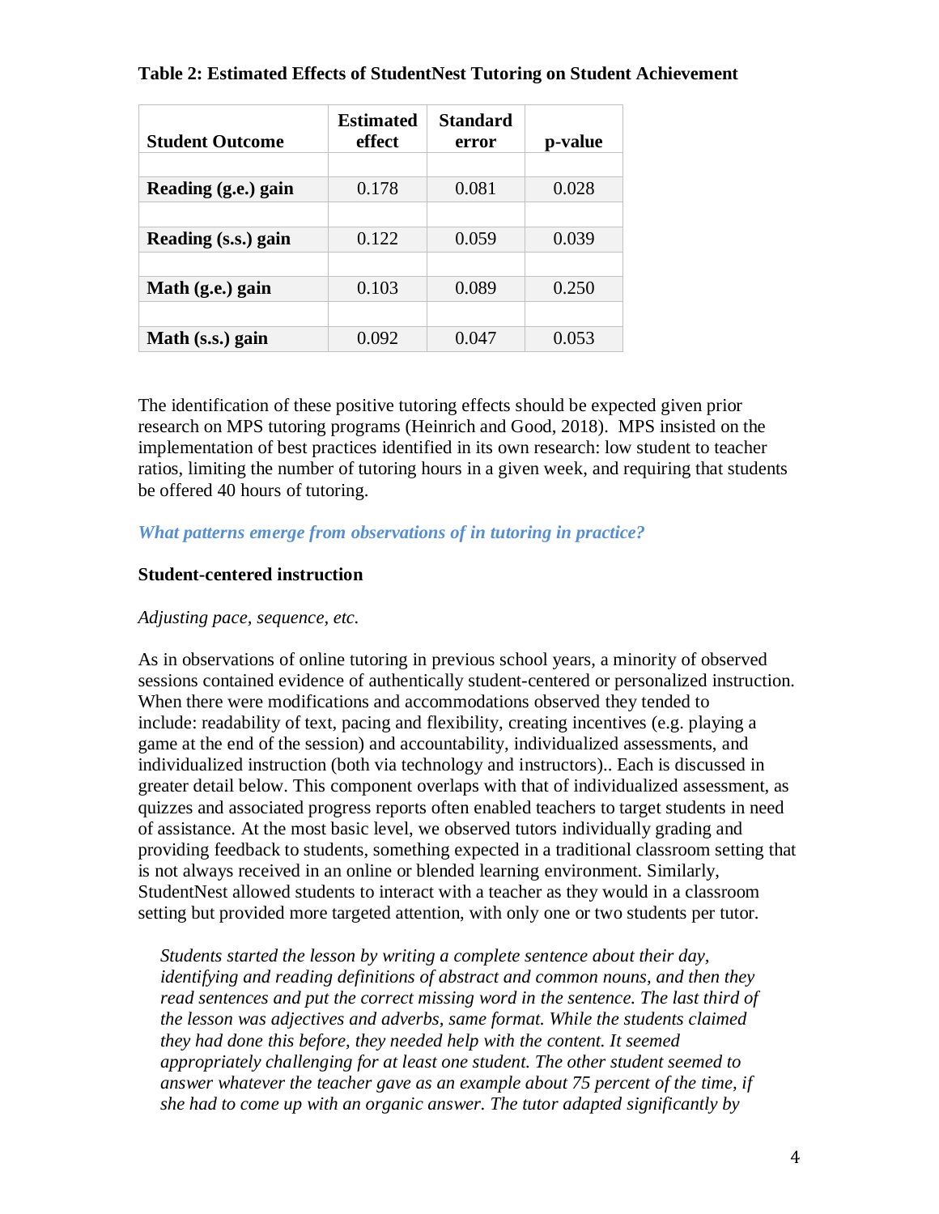**Table 2: Estimated Effects of StudentNest Tutoring on Student Achievement**

| Student Outcome | Estimated effect | Standard error | p-value |
|---|---|---|---|
| **Reading (g.e.) gain** | 0.178 | 0.081 | 0.028 |
| **Reading (s.s.) gain** | 0.122 | 0.059 | 0.039 |
| **Math (g.e.) gain** | 0.103 | 0.089 | 0.250 |
| **Math (s.s.) gain** | 0.092 | 0.047 | 0.053 |

The identification of these positive tutoring effects should be expected given prior research on MPS tutoring programs (Heinrich and Good, 2018). MPS insisted on the implementation of best practices identified in its own research: low student to teacher ratios, limiting the number of tutoring hours in a given week, and requiring that students be offered 40 hours of tutoring.

*What patterns emerge from observations of in tutoring in practice?*

**Student-centered instruction**

*Adjusting pace, sequence, etc.*

As in observations of online tutoring in previous school years, a minority of observed sessions contained evidence of authentically student-centered or personalized instruction. When there were modifications and accommodations observed they tended to include: readability of text, pacing and flexibility, creating incentives (e.g. playing a game at the end of the session) and accountability, individualized assessments, and individualized instruction (both via technology and instructors).. Each is discussed in greater detail below. This component overlaps with that of individualized assessment, as quizzes and associated progress reports often enabled teachers to target students in need of assistance. At the most basic level, we observed tutors individually grading and providing feedback to students, something expected in a traditional classroom setting that is not always received in an online or blended learning environment. Similarly, StudentNest allowed students to interact with a teacher as they would in a classroom setting but provided more targeted attention, with only one or two students per tutor.

> *Students started the lesson by writing a complete sentence about their day, identifying and reading definitions of abstract and common nouns, and then they read sentences and put the correct missing word in the sentence. The last third of the lesson was adjectives and adverbs, same format. While the students claimed they had done this before, they needed help with the content. It seemed appropriately challenging for at least one student. The other student seemed to answer whatever the teacher gave as an example about 75 percent of the time, if she had to come up with an organic answer. The tutor adapted significantly by*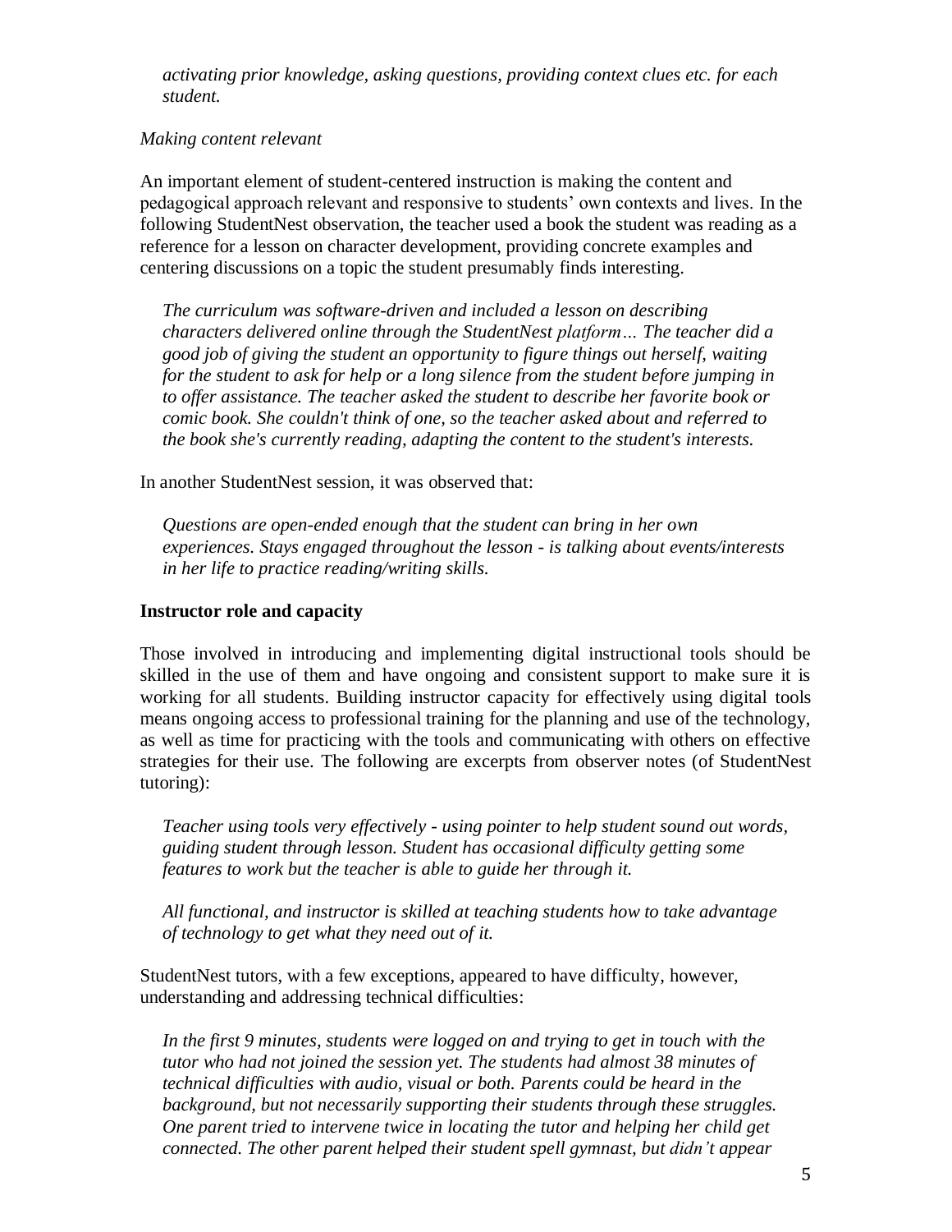*activating prior knowledge, asking questions, providing context clues etc. for each student.*

*Making content relevant*

An important element of student-centered instruction is making the content and pedagogical approach relevant and responsive to students' own contexts and lives. In the following StudentNest observation, the teacher used a book the student was reading as a reference for a lesson on character development, providing concrete examples and centering discussions on a topic the student presumably finds interesting.

> *The curriculum was software-driven and included a lesson on describing characters delivered online through the StudentNest platform… The teacher did a good job of giving the student an opportunity to figure things out herself, waiting for the student to ask for help or a long silence from the student before jumping in to offer assistance. The teacher asked the student to describe her favorite book or comic book. She couldn't think of one, so the teacher asked about and referred to the book she's currently reading, adapting the content to the student's interests.*

In another StudentNest session, it was observed that:

> *Questions are open-ended enough that the student can bring in her own experiences. Stays engaged throughout the lesson - is talking about events/interests in her life to practice reading/writing skills.*

**Instructor role and capacity**

Those involved in introducing and implementing digital instructional tools should be skilled in the use of them and have ongoing and consistent support to make sure it is working for all students. Building instructor capacity for effectively using digital tools means ongoing access to professional training for the planning and use of the technology, as well as time for practicing with the tools and communicating with others on effective strategies for their use. The following are excerpts from observer notes (of StudentNest tutoring):

> *Teacher using tools very effectively - using pointer to help student sound out words, guiding student through lesson. Student has occasional difficulty getting some features to work but the teacher is able to guide her through it.*
>
> *All functional, and instructor is skilled at teaching students how to take advantage of technology to get what they need out of it.*

StudentNest tutors, with a few exceptions, appeared to have difficulty, however, understanding and addressing technical difficulties:

> *In the first 9 minutes, students were logged on and trying to get in touch with the tutor who had not joined the session yet. The students had almost 38 minutes of technical difficulties with audio, visual or both. Parents could be heard in the background, but not necessarily supporting their students through these struggles. One parent tried to intervene twice in locating the tutor and helping her child get connected. The other parent helped their student spell gymnast, but didn't appear*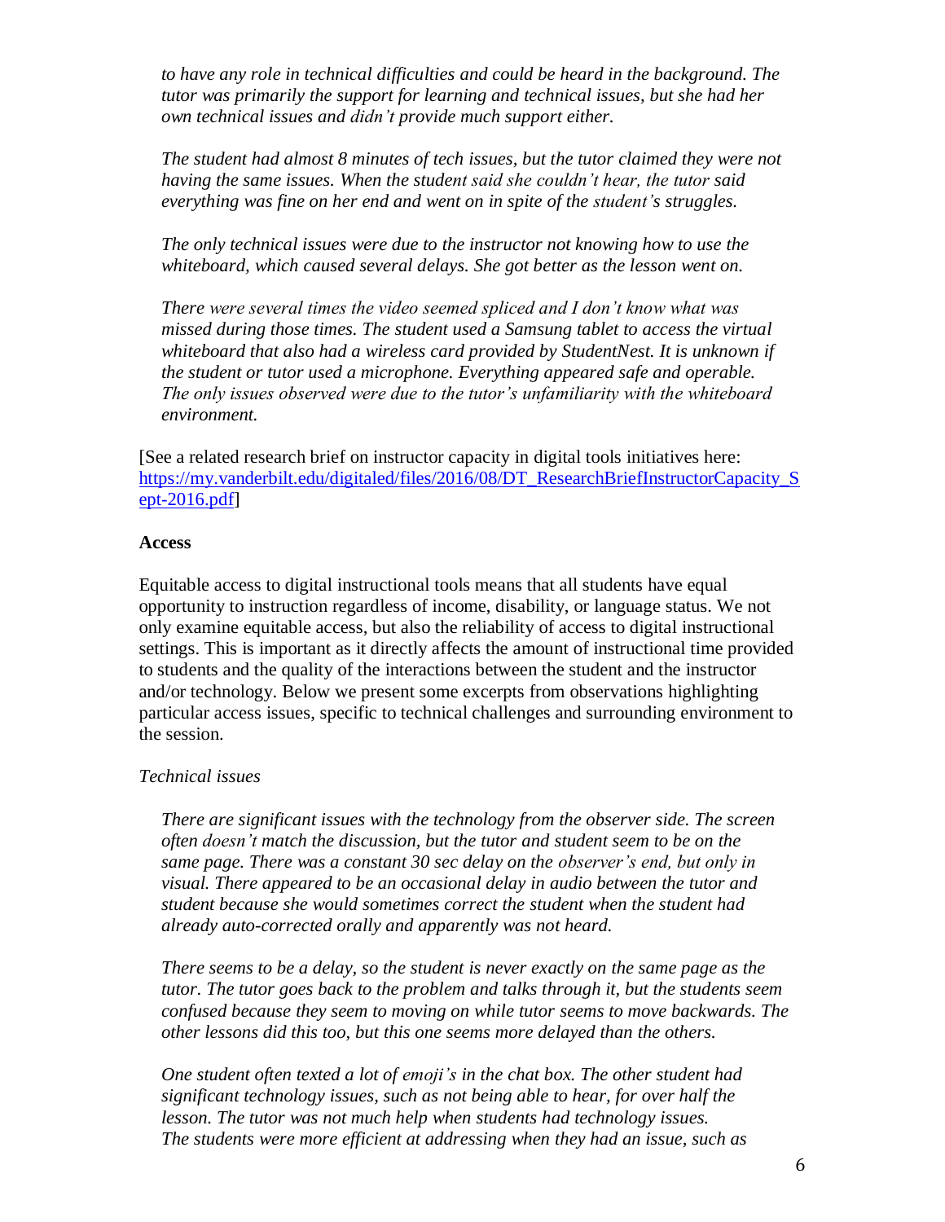*to have any role in technical difficulties and could be heard in the background. The tutor was primarily the support for learning and technical issues, but she had her own technical issues and didn't provide much support either.*

*The student had almost 8 minutes of tech issues, but the tutor claimed they were not having the same issues. When the student said she couldn't hear, the tutor said everything was fine on her end and went on in spite of the student's struggles.*

*The only technical issues were due to the instructor not knowing how to use the whiteboard, which caused several delays. She got better as the lesson went on.*

*There were several times the video seemed spliced and I don't know what was missed during those times. The student used a Samsung tablet to access the virtual whiteboard that also had a wireless card provided by StudentNest. It is unknown if the student or tutor used a microphone. Everything appeared safe and operable. The only issues observed were due to the tutor's unfamiliarity with the whiteboard environment.*

[See a related research brief on instructor capacity in digital tools initiatives here: https://my.vanderbilt.edu/digitaled/files/2016/08/DT_ResearchBriefInstructorCapacity_Sept-2016.pdf]

**Access**

Equitable access to digital instructional tools means that all students have equal opportunity to instruction regardless of income, disability, or language status. We not only examine equitable access, but also the reliability of access to digital instructional settings. This is important as it directly affects the amount of instructional time provided to students and the quality of the interactions between the student and the instructor and/or technology. Below we present some excerpts from observations highlighting particular access issues, specific to technical challenges and surrounding environment to the session.

*Technical issues*

*There are significant issues with the technology from the observer side. The screen often doesn't match the discussion, but the tutor and student seem to be on the same page. There was a constant 30 sec delay on the observer's end, but only in visual. There appeared to be an occasional delay in audio between the tutor and student because she would sometimes correct the student when the student had already auto-corrected orally and apparently was not heard.*

*There seems to be a delay, so the student is never exactly on the same page as the tutor. The tutor goes back to the problem and talks through it, but the students seem confused because they seem to moving on while tutor seems to move backwards. The other lessons did this too, but this one seems more delayed than the others.*

*One student often texted a lot of emoji's in the chat box. The other student had significant technology issues, such as not being able to hear, for over half the lesson. The tutor was not much help when students had technology issues. The students were more efficient at addressing when they had an issue, such as*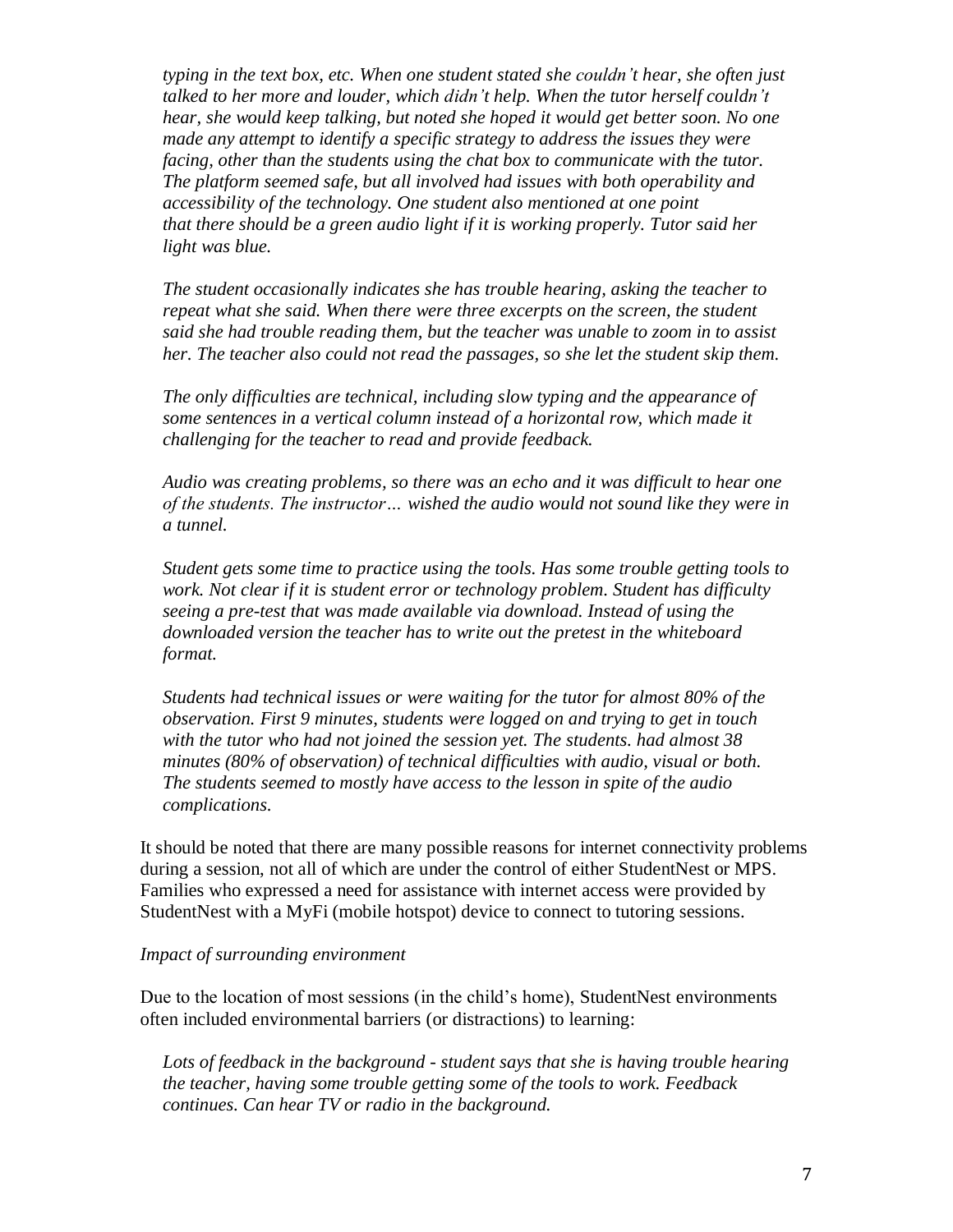*typing in the text box, etc. When one student stated she couldn't hear, she often just talked to her more and louder, which didn't help. When the tutor herself couldn't hear, she would keep talking, but noted she hoped it would get better soon. No one made any attempt to identify a specific strategy to address the issues they were facing, other than the students using the chat box to communicate with the tutor. The platform seemed safe, but all involved had issues with both operability and accessibility of the technology. One student also mentioned at one point that there should be a green audio light if it is working properly. Tutor said her light was blue.*

*The student occasionally indicates she has trouble hearing, asking the teacher to repeat what she said. When there were three excerpts on the screen, the student said she had trouble reading them, but the teacher was unable to zoom in to assist her. The teacher also could not read the passages, so she let the student skip them.*

*The only difficulties are technical, including slow typing and the appearance of some sentences in a vertical column instead of a horizontal row, which made it challenging for the teacher to read and provide feedback.*

*Audio was creating problems, so there was an echo and it was difficult to hear one of the students. The instructor… wished the audio would not sound like they were in a tunnel.*

*Student gets some time to practice using the tools. Has some trouble getting tools to work. Not clear if it is student error or technology problem. Student has difficulty seeing a pre-test that was made available via download. Instead of using the downloaded version the teacher has to write out the pretest in the whiteboard format.*

*Students had technical issues or were waiting for the tutor for almost 80% of the observation. First 9 minutes, students were logged on and trying to get in touch with the tutor who had not joined the session yet. The students. had almost 38 minutes (80% of observation) of technical difficulties with audio, visual or both. The students seemed to mostly have access to the lesson in spite of the audio complications.*

It should be noted that there are many possible reasons for internet connectivity problems during a session, not all of which are under the control of either StudentNest or MPS. Families who expressed a need for assistance with internet access were provided by StudentNest with a MyFi (mobile hotspot) device to connect to tutoring sessions.

*Impact of surrounding environment*

Due to the location of most sessions (in the child's home), StudentNest environments often included environmental barriers (or distractions) to learning:

*Lots of feedback in the background - student says that she is having trouble hearing the teacher, having some trouble getting some of the tools to work. Feedback continues. Can hear TV or radio in the background.*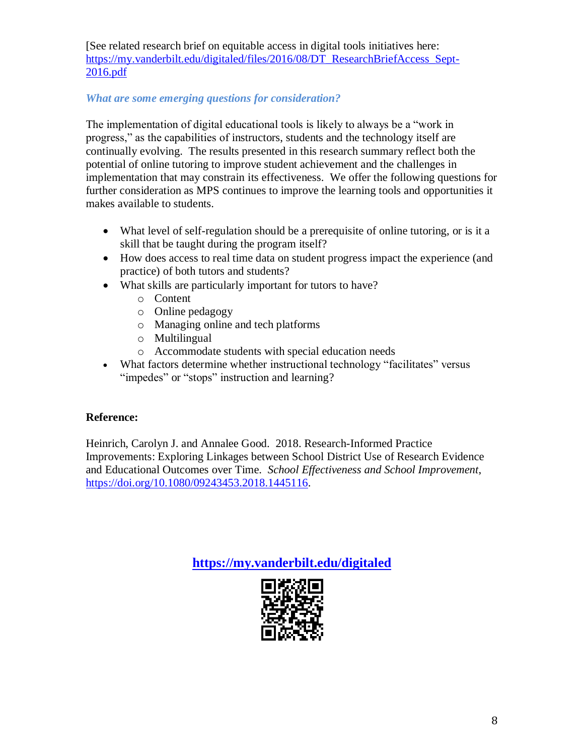[See related research brief on equitable access in digital tools initiatives here: https://my.vanderbilt.edu/digitaled/files/2016/08/DT_ResearchBriefAccess_Sept-2016.pdf

### *What are some emerging questions for consideration?*

The implementation of digital educational tools is likely to always be a "work in progress," as the capabilities of instructors, students and the technology itself are continually evolving. The results presented in this research summary reflect both the potential of online tutoring to improve student achievement and the challenges in implementation that may constrain its effectiveness. We offer the following questions for further consideration as MPS continues to improve the learning tools and opportunities it makes available to students.

- What level of self-regulation should be a prerequisite of online tutoring, or is it a skill that be taught during the program itself?
- How does access to real time data on student progress impact the experience (and practice) of both tutors and students?
- What skills are particularly important for tutors to have?
  - Content
  - Online pedagogy
  - Managing online and tech platforms
  - Multilingual
  - Accommodate students with special education needs
- What factors determine whether instructional technology "facilitates" versus "impedes" or "stops" instruction and learning?

**Reference:**

Heinrich, Carolyn J. and Annalee Good. 2018. Research-Informed Practice Improvements: Exploring Linkages between School District Use of Research Evidence and Educational Outcomes over Time. *School Effectiveness and School Improvement*, https://doi.org/10.1080/09243453.2018.1445116.

**https://my.vanderbilt.edu/digitaled**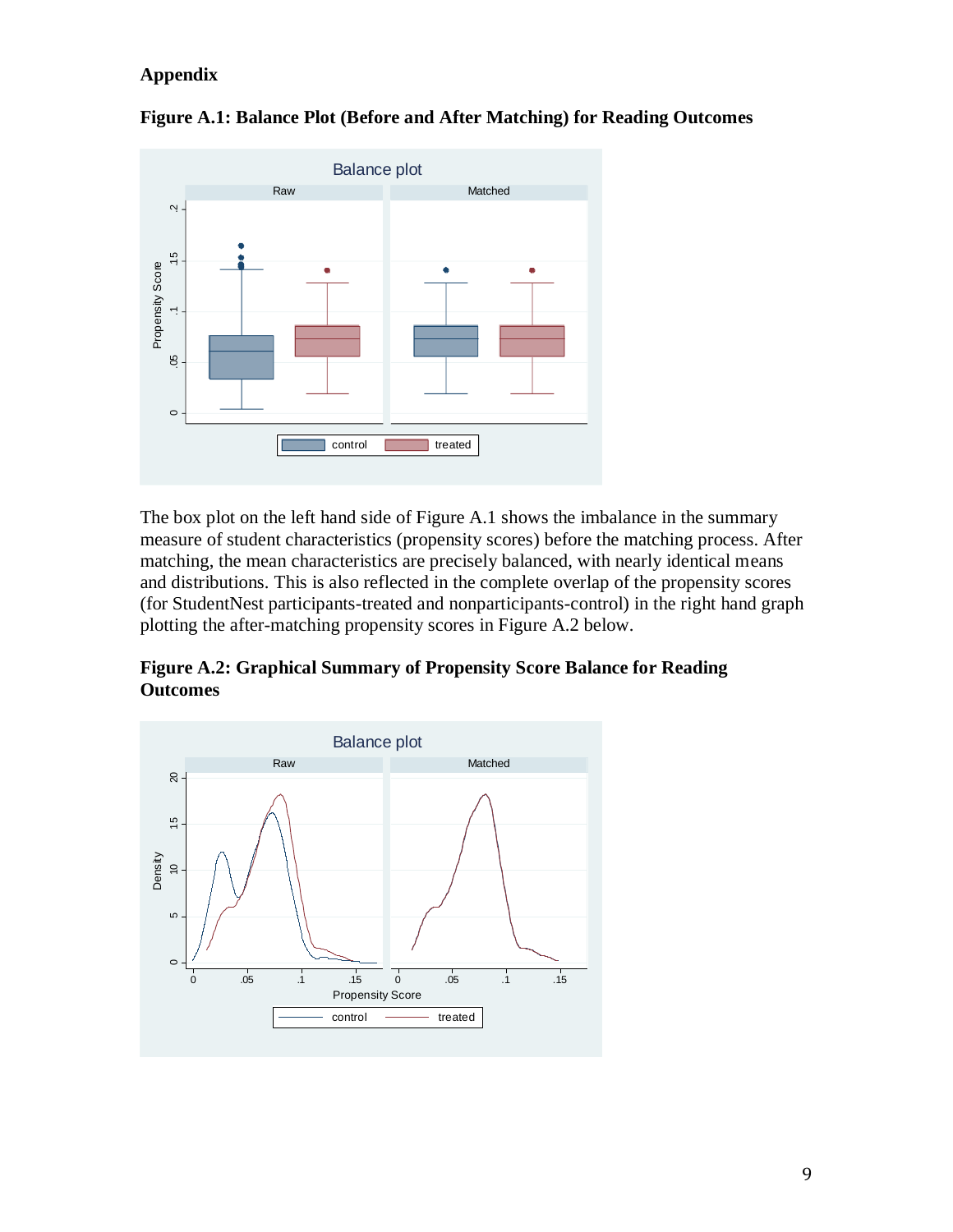## Appendix

**Figure A.1: Balance Plot (Before and After Matching) for Reading Outcomes**

The box plot on the left hand side of Figure A.1 shows the imbalance in the summary measure of student characteristics (propensity scores) before the matching process. After matching, the mean characteristics are precisely balanced, with nearly identical means and distributions. This is also reflected in the complete overlap of the propensity scores (for StudentNest participants-treated and nonparticipants-control) in the right hand graph plotting the after-matching propensity scores in Figure A.2 below.

**Figure A.2: Graphical Summary of Propensity Score Balance for Reading Outcomes**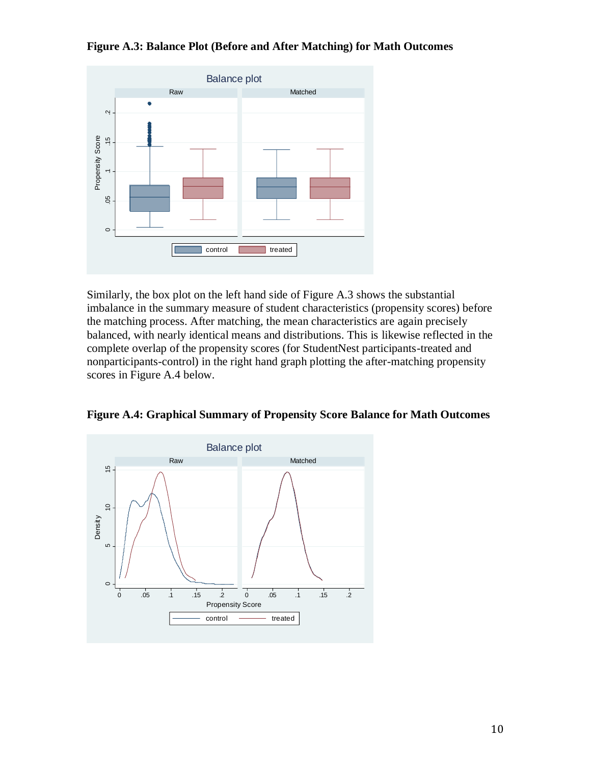**Figure A.3: Balance Plot (Before and After Matching) for Math Outcomes**

Balance plot

Raw

Matched

Propensity Score

0

.05

.1

.15

.2

control

treated

Similarly, the box plot on the left hand side of Figure A.3 shows the substantial imbalance in the summary measure of student characteristics (propensity scores) before the matching process. After matching, the mean characteristics are again precisely balanced, with nearly identical means and distributions. This is likewise reflected in the complete overlap of the propensity scores (for StudentNest participants-treated and nonparticipants-control) in the right hand graph plotting the after-matching propensity scores in Figure A.4 below.

**Figure A.4: Graphical Summary of Propensity Score Balance for Math Outcomes**

Balance plot

Raw

Matched

Density

0

5

10

15

0 .05 .1 .15 .2

0 .05 .1 .15 .2

Propensity Score

control

treated